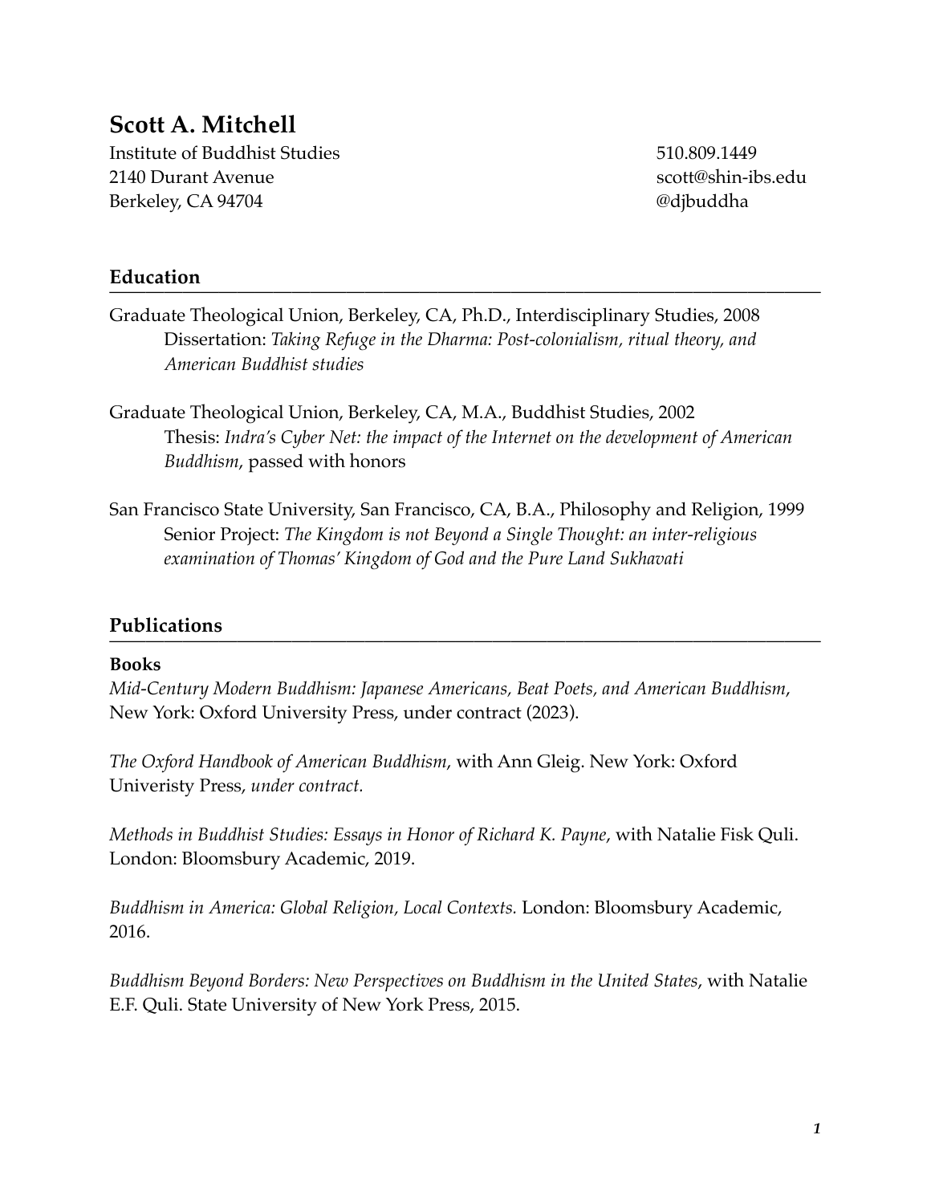# Scott A. Mitchell

Institute of Buddhist Studies
2140 Durant Avenue
Berkeley, CA 94704

510.809.1449
scott@shin-ibs.edu
@djbuddha

## Education

Graduate Theological Union, Berkeley, CA, Ph.D., Interdisciplinary Studies, 2008
Dissertation: *Taking Refuge in the Dharma: Post-colonialism, ritual theory, and American Buddhist studies*

Graduate Theological Union, Berkeley, CA, M.A., Buddhist Studies, 2002
Thesis: *Indra's Cyber Net: the impact of the Internet on the development of American Buddhism*, passed with honors

San Francisco State University, San Francisco, CA, B.A., Philosophy and Religion, 1999
Senior Project: *The Kingdom is not Beyond a Single Thought: an inter-religious examination of Thomas' Kingdom of God and the Pure Land Sukhavati*

## Publications

**Books**

*Mid-Century Modern Buddhism: Japanese Americans, Beat Poets, and American Buddhism*, New York: Oxford University Press, under contract (2023).

*The Oxford Handbook of American Buddhism*, with Ann Gleig. New York: Oxford Univeristy Press, *under contract.*

*Methods in Buddhist Studies: Essays in Honor of Richard K. Payne*, with Natalie Fisk Quli. London: Bloomsbury Academic, 2019.

*Buddhism in America: Global Religion, Local Contexts.* London: Bloomsbury Academic, 2016.

*Buddhism Beyond Borders: New Perspectives on Buddhism in the United States*, with Natalie E.F. Quli. State University of New York Press, 2015.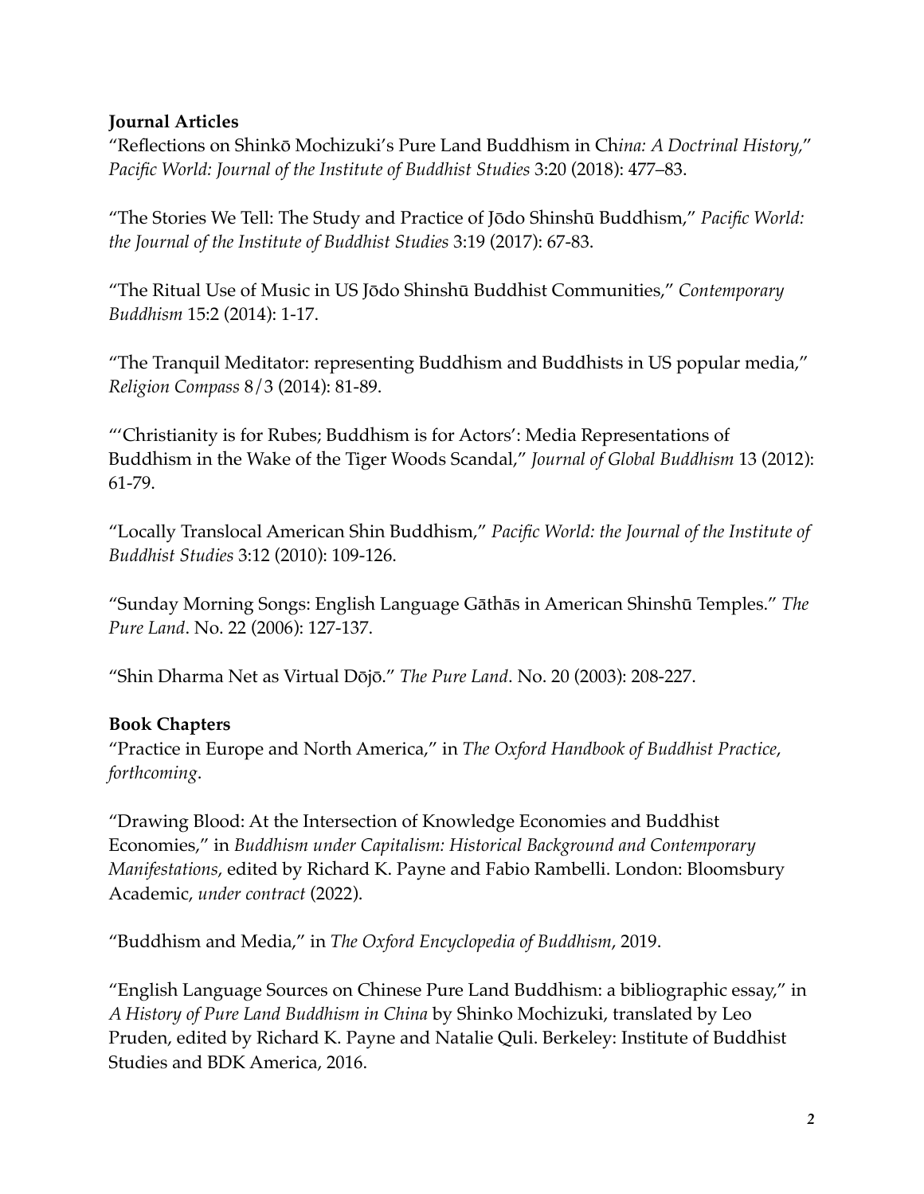**Journal Articles**

"Reflections on Shinkō Mochizuki's Pure Land Buddhism in Ch*ina: A Doctrinal History,*" *Pacific World: Journal of the Institute of Buddhist Studies* 3:20 (2018): 477–83.

"The Stories We Tell: The Study and Practice of Jōdo Shinshū Buddhism," *Pacific World: the Journal of the Institute of Buddhist Studies* 3:19 (2017): 67-83.

"The Ritual Use of Music in US Jōdo Shinshū Buddhist Communities," *Contemporary Buddhism* 15:2 (2014): 1-17.

"The Tranquil Meditator: representing Buddhism and Buddhists in US popular media," *Religion Compass* 8/3 (2014): 81-89.

"'Christianity is for Rubes; Buddhism is for Actors': Media Representations of Buddhism in the Wake of the Tiger Woods Scandal," *Journal of Global Buddhism* 13 (2012): 61-79.

"Locally Translocal American Shin Buddhism," *Pacific World: the Journal of the Institute of Buddhist Studies* 3:12 (2010): 109-126.

"Sunday Morning Songs: English Language Gāthās in American Shinshū Temples." *The Pure Land*. No. 22 (2006): 127-137.

"Shin Dharma Net as Virtual Dōjō." *The Pure Land*. No. 20 (2003): 208-227.

**Book Chapters**

"Practice in Europe and North America," in *The Oxford Handbook of Buddhist Practice*, *forthcoming*.

"Drawing Blood: At the Intersection of Knowledge Economies and Buddhist Economies," in *Buddhism under Capitalism: Historical Background and Contemporary Manifestations*, edited by Richard K. Payne and Fabio Rambelli. London: Bloomsbury Academic, *under contract* (2022).

"Buddhism and Media," in *The Oxford Encyclopedia of Buddhism*, 2019.

"English Language Sources on Chinese Pure Land Buddhism: a bibliographic essay," in *A History of Pure Land Buddhism in China* by Shinko Mochizuki, translated by Leo Pruden, edited by Richard K. Payne and Natalie Quli. Berkeley: Institute of Buddhist Studies and BDK America, 2016.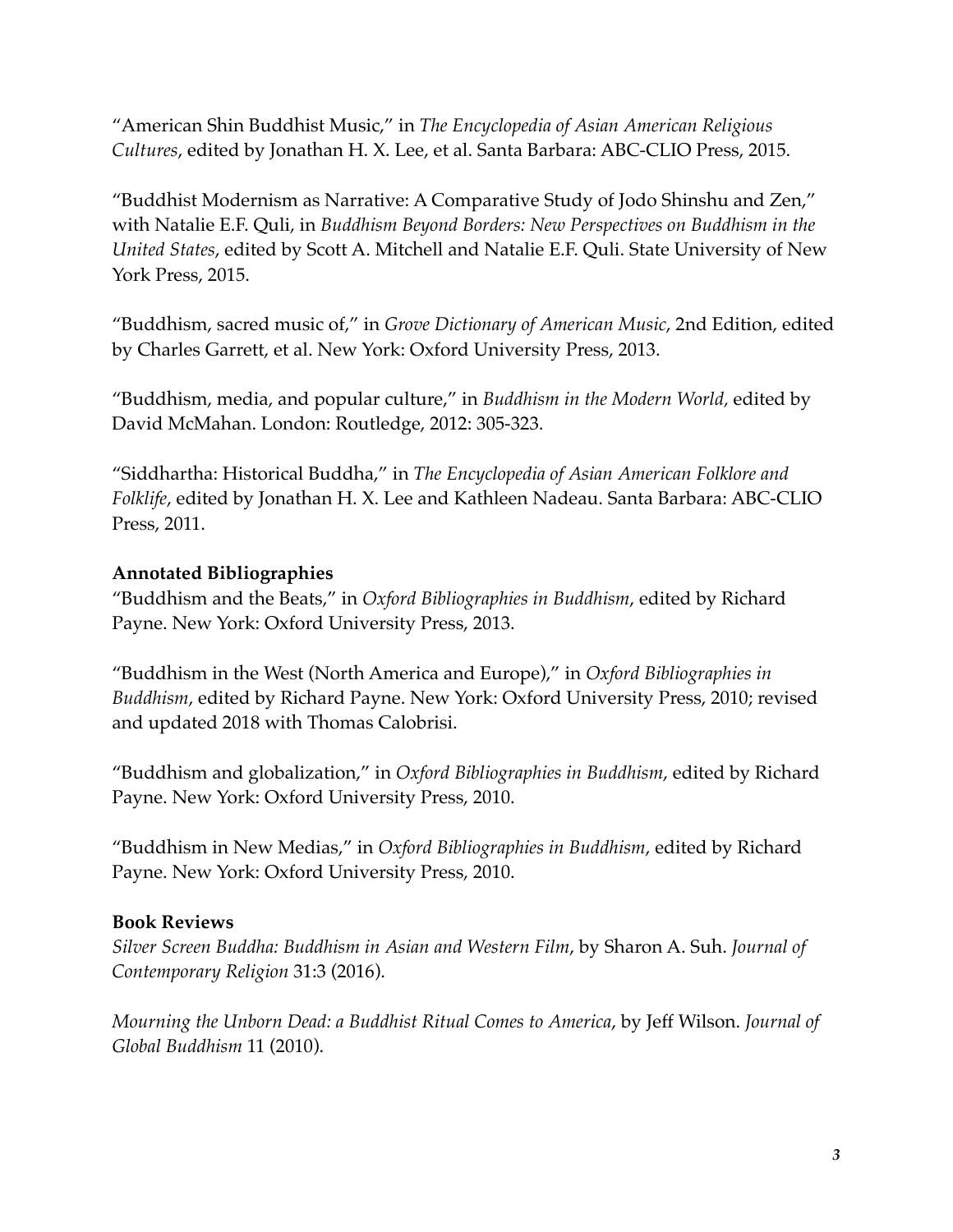"American Shin Buddhist Music," in *The Encyclopedia of Asian American Religious Cultures*, edited by Jonathan H. X. Lee, et al. Santa Barbara: ABC-CLIO Press, 2015.

"Buddhist Modernism as Narrative: A Comparative Study of Jodo Shinshu and Zen," with Natalie E.F. Quli, in *Buddhism Beyond Borders: New Perspectives on Buddhism in the United States*, edited by Scott A. Mitchell and Natalie E.F. Quli. State University of New York Press, 2015.

"Buddhism, sacred music of," in *Grove Dictionary of American Music*, 2nd Edition, edited by Charles Garrett, et al. New York: Oxford University Press, 2013.

"Buddhism, media, and popular culture," in *Buddhism in the Modern World,* edited by David McMahan. London: Routledge, 2012: 305-323.

"Siddhartha: Historical Buddha," in *The Encyclopedia of Asian American Folklore and Folklife*, edited by Jonathan H. X. Lee and Kathleen Nadeau. Santa Barbara: ABC-CLIO Press, 2011.

**Annotated Bibliographies**

"Buddhism and the Beats," in *Oxford Bibliographies in Buddhism*, edited by Richard Payne. New York: Oxford University Press, 2013.

"Buddhism in the West (North America and Europe)," in *Oxford Bibliographies in Buddhism*, edited by Richard Payne. New York: Oxford University Press, 2010; revised and updated 2018 with Thomas Calobrisi.

"Buddhism and globalization," in *Oxford Bibliographies in Buddhism*, edited by Richard Payne. New York: Oxford University Press, 2010.

"Buddhism in New Medias," in *Oxford Bibliographies in Buddhism*, edited by Richard Payne. New York: Oxford University Press, 2010.

**Book Reviews**

*Silver Screen Buddha: Buddhism in Asian and Western Film*, by Sharon A. Suh. *Journal of Contemporary Religion* 31:3 (2016).

*Mourning the Unborn Dead: a Buddhist Ritual Comes to America*, by Jeff Wilson. *Journal of Global Buddhism* 11 (2010).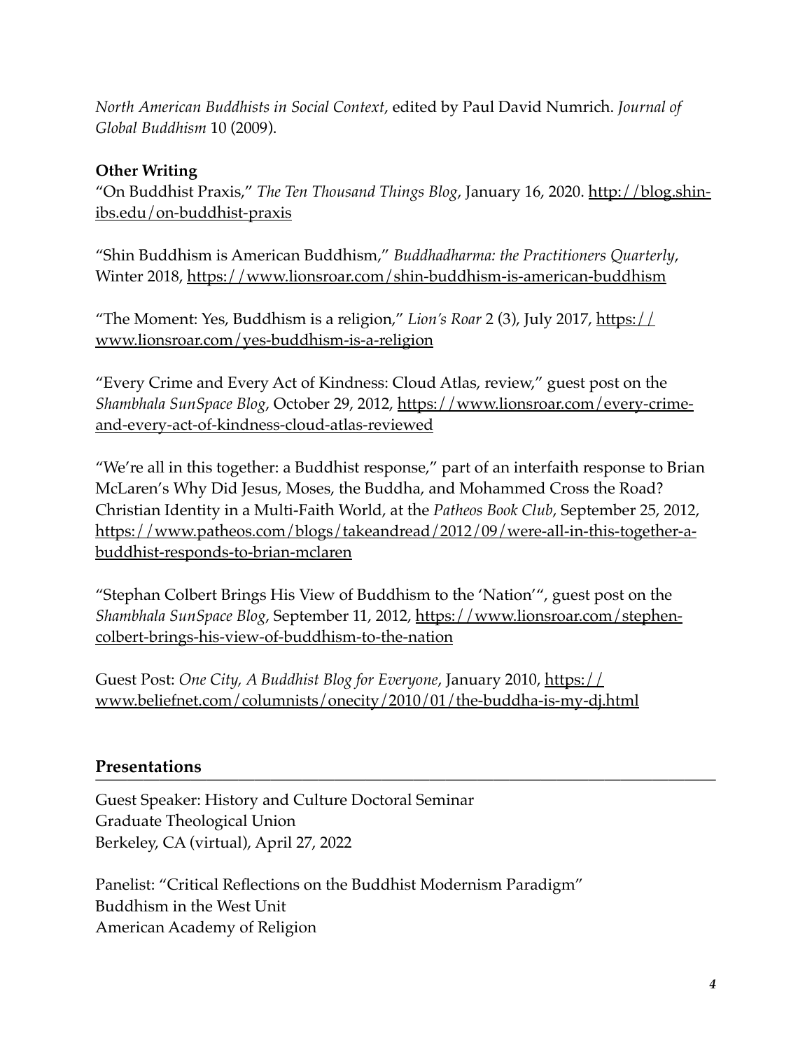*North American Buddhists in Social Context*, edited by Paul David Numrich. *Journal of Global Buddhism* 10 (2009).

**Other Writing**

"On Buddhist Praxis," *The Ten Thousand Things Blog*, January 16, 2020. http://blog.shin-ibs.edu/on-buddhist-praxis

"Shin Buddhism is American Buddhism," *Buddhadharma: the Practitioners Quarterly*, Winter 2018, https://www.lionsroar.com/shin-buddhism-is-american-buddhism

"The Moment: Yes, Buddhism is a religion," *Lion's Roar* 2 (3), July 2017, https://www.lionsroar.com/yes-buddhism-is-a-religion

"Every Crime and Every Act of Kindness: Cloud Atlas, review," guest post on the *Shambhala SunSpace Blog*, October 29, 2012, https://www.lionsroar.com/every-crime-and-every-act-of-kindness-cloud-atlas-reviewed

"We're all in this together: a Buddhist response," part of an interfaith response to Brian McLaren's Why Did Jesus, Moses, the Buddha, and Mohammed Cross the Road? Christian Identity in a Multi-Faith World, at the *Patheos Book Club*, September 25, 2012, https://www.patheos.com/blogs/takeandread/2012/09/were-all-in-this-together-a-buddhist-responds-to-brian-mclaren

"Stephan Colbert Brings His View of Buddhism to the 'Nation'", guest post on the *Shambhala SunSpace Blog*, September 11, 2012, https://www.lionsroar.com/stephen-colbert-brings-his-view-of-buddhism-to-the-nation

Guest Post: *One City, A Buddhist Blog for Everyone*, January 2010, https://www.beliefnet.com/columnists/onecity/2010/01/the-buddha-is-my-dj.html

## Presentations

Guest Speaker: History and Culture Doctoral Seminar
Graduate Theological Union
Berkeley, CA (virtual), April 27, 2022

Panelist: "Critical Reflections on the Buddhist Modernism Paradigm"
Buddhism in the West Unit
American Academy of Religion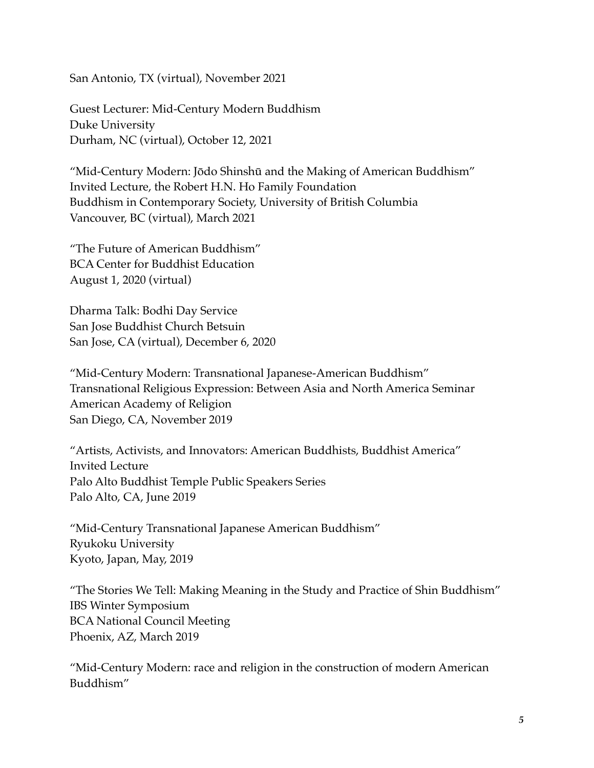San Antonio, TX (virtual), November 2021

Guest Lecturer: Mid-Century Modern Buddhism
Duke University
Durham, NC (virtual), October 12, 2021

"Mid-Century Modern: Jōdo Shinshū and the Making of American Buddhism"
Invited Lecture, the Robert H.N. Ho Family Foundation
Buddhism in Contemporary Society, University of British Columbia
Vancouver, BC (virtual), March 2021

"The Future of American Buddhism"
BCA Center for Buddhist Education
August 1, 2020 (virtual)

Dharma Talk: Bodhi Day Service
San Jose Buddhist Church Betsuin
San Jose, CA (virtual), December 6, 2020

"Mid-Century Modern: Transnational Japanese-American Buddhism"
Transnational Religious Expression: Between Asia and North America Seminar
American Academy of Religion
San Diego, CA, November 2019

"Artists, Activists, and Innovators: American Buddhists, Buddhist America"
Invited Lecture
Palo Alto Buddhist Temple Public Speakers Series
Palo Alto, CA, June 2019

"Mid-Century Transnational Japanese American Buddhism"
Ryukoku University
Kyoto, Japan, May, 2019

"The Stories We Tell: Making Meaning in the Study and Practice of Shin Buddhism"
IBS Winter Symposium
BCA National Council Meeting
Phoenix, AZ, March 2019

"Mid-Century Modern: race and religion in the construction of modern American Buddhism"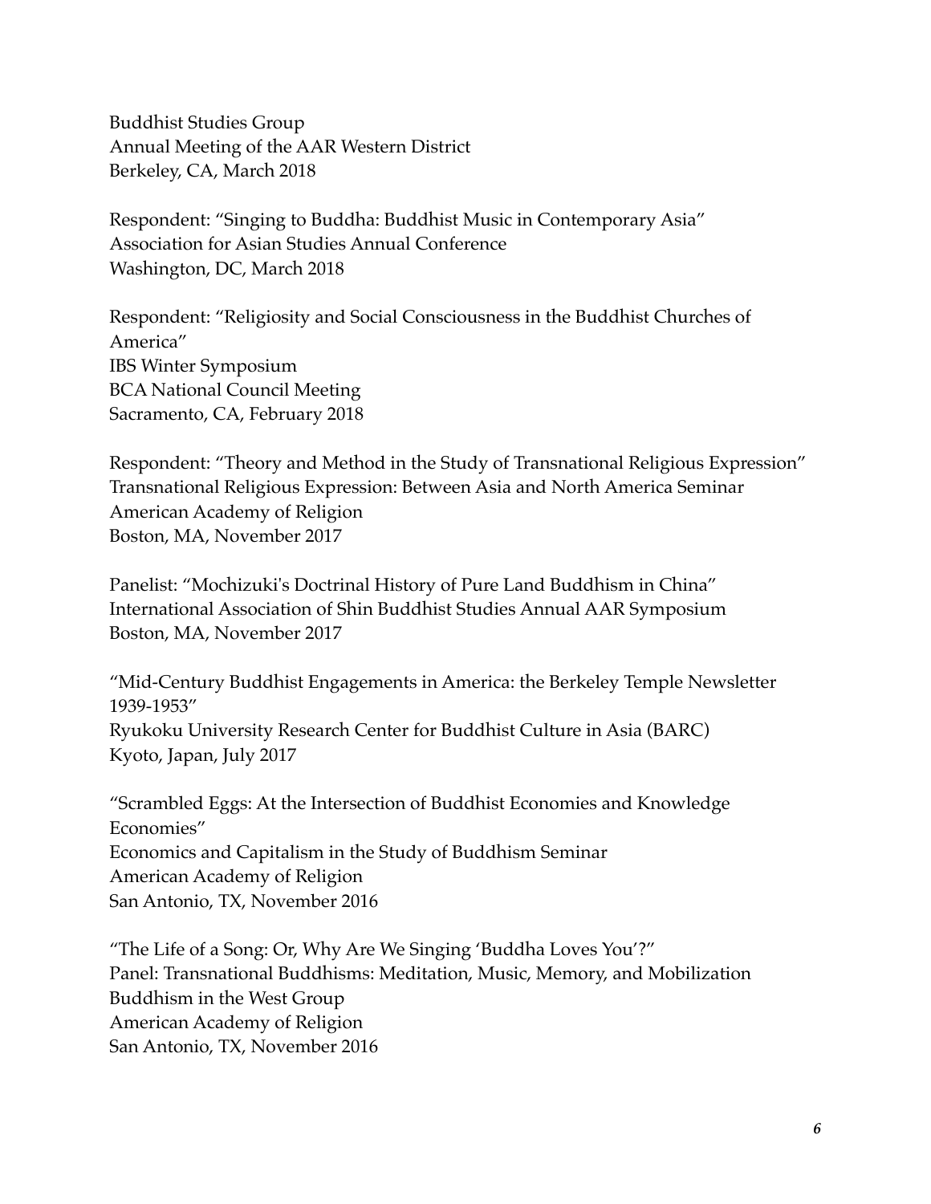Buddhist Studies Group
Annual Meeting of the AAR Western District
Berkeley, CA, March 2018

Respondent: "Singing to Buddha: Buddhist Music in Contemporary Asia"
Association for Asian Studies Annual Conference
Washington, DC, March 2018

Respondent: "Religiosity and Social Consciousness in the Buddhist Churches of America"
IBS Winter Symposium
BCA National Council Meeting
Sacramento, CA, February 2018

Respondent: "Theory and Method in the Study of Transnational Religious Expression"
Transnational Religious Expression: Between Asia and North America Seminar
American Academy of Religion
Boston, MA, November 2017

Panelist: "Mochizuki's Doctrinal History of Pure Land Buddhism in China"
International Association of Shin Buddhist Studies Annual AAR Symposium
Boston, MA, November 2017

"Mid-Century Buddhist Engagements in America: the Berkeley Temple Newsletter 1939-1953"
Ryukoku University Research Center for Buddhist Culture in Asia (BARC)
Kyoto, Japan, July 2017

"Scrambled Eggs: At the Intersection of Buddhist Economies and Knowledge Economies"
Economics and Capitalism in the Study of Buddhism Seminar
American Academy of Religion
San Antonio, TX, November 2016

"The Life of a Song: Or, Why Are We Singing 'Buddha Loves You'?"
Panel: Transnational Buddhisms: Meditation, Music, Memory, and Mobilization
Buddhism in the West Group
American Academy of Religion
San Antonio, TX, November 2016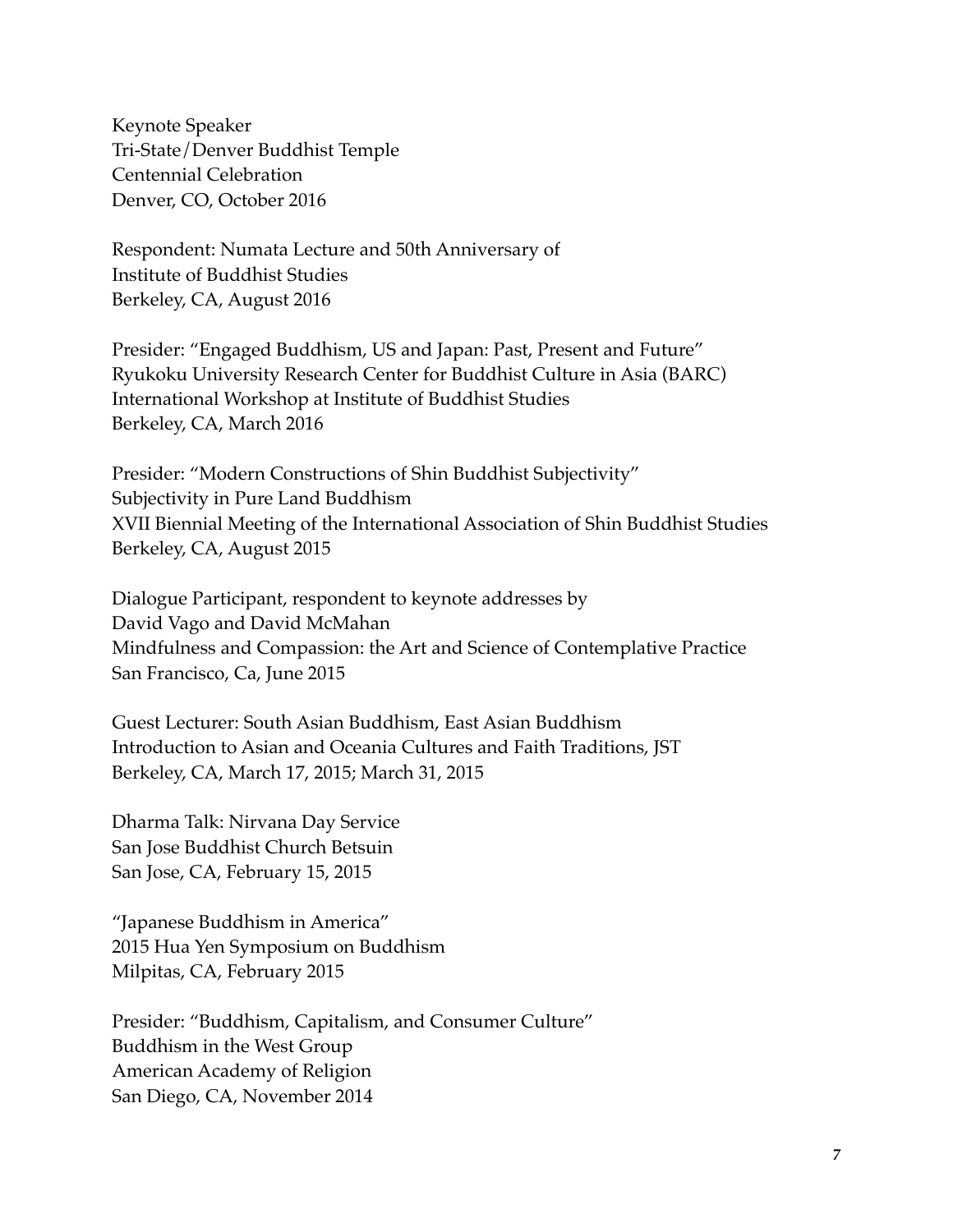Keynote Speaker
Tri-State/Denver Buddhist Temple
Centennial Celebration
Denver, CO, October 2016

Respondent: Numata Lecture and 50th Anniversary of
Institute of Buddhist Studies
Berkeley, CA, August 2016

Presider: "Engaged Buddhism, US and Japan: Past, Present and Future"
Ryukoku University Research Center for Buddhist Culture in Asia (BARC)
International Workshop at Institute of Buddhist Studies
Berkeley, CA, March 2016

Presider: "Modern Constructions of Shin Buddhist Subjectivity"
Subjectivity in Pure Land Buddhism
XVII Biennial Meeting of the International Association of Shin Buddhist Studies
Berkeley, CA, August 2015

Dialogue Participant, respondent to keynote addresses by
David Vago and David McMahan
Mindfulness and Compassion: the Art and Science of Contemplative Practice
San Francisco, Ca, June 2015

Guest Lecturer: South Asian Buddhism, East Asian Buddhism
Introduction to Asian and Oceania Cultures and Faith Traditions, JST
Berkeley, CA, March 17, 2015; March 31, 2015

Dharma Talk: Nirvana Day Service
San Jose Buddhist Church Betsuin
San Jose, CA, February 15, 2015

"Japanese Buddhism in America"
2015 Hua Yen Symposium on Buddhism
Milpitas, CA, February 2015

Presider: "Buddhism, Capitalism, and Consumer Culture"
Buddhism in the West Group
American Academy of Religion
San Diego, CA, November 2014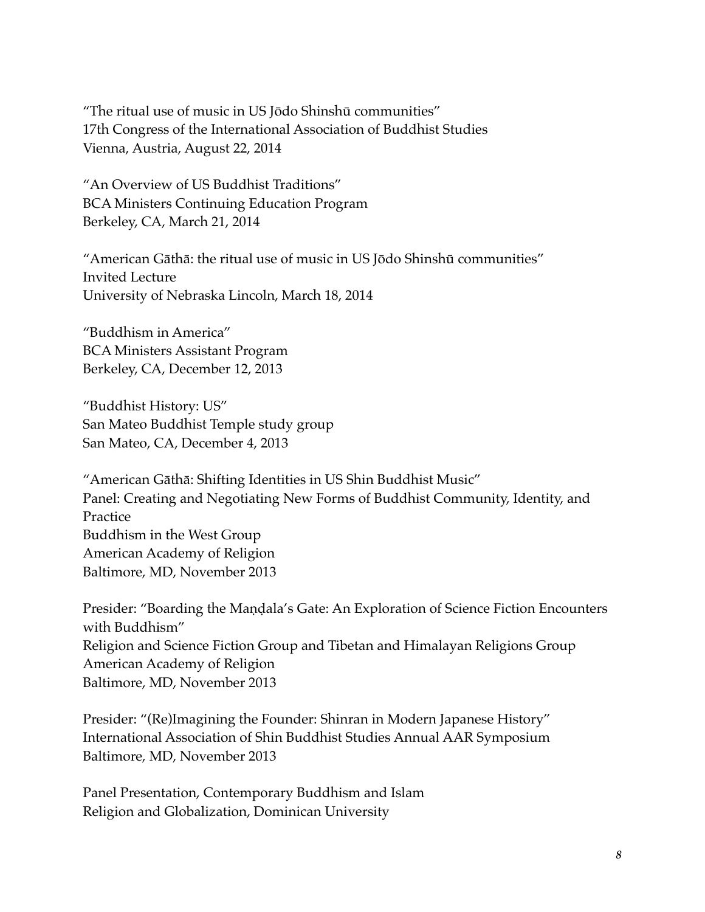"The ritual use of music in US Jōdo Shinshū communities"
17th Congress of the International Association of Buddhist Studies
Vienna, Austria, August 22, 2014

"An Overview of US Buddhist Traditions"
BCA Ministers Continuing Education Program
Berkeley, CA, March 21, 2014

"American Gāthā: the ritual use of music in US Jōdo Shinshū communities"
Invited Lecture
University of Nebraska Lincoln, March 18, 2014

"Buddhism in America"
BCA Ministers Assistant Program
Berkeley, CA, December 12, 2013

"Buddhist History: US"
San Mateo Buddhist Temple study group
San Mateo, CA, December 4, 2013

"American Gāthā: Shifting Identities in US Shin Buddhist Music"
Panel: Creating and Negotiating New Forms of Buddhist Community, Identity, and Practice
Buddhism in the West Group
American Academy of Religion
Baltimore, MD, November 2013

Presider: "Boarding the Maṇḍala's Gate: An Exploration of Science Fiction Encounters with Buddhism"
Religion and Science Fiction Group and Tibetan and Himalayan Religions Group
American Academy of Religion
Baltimore, MD, November 2013

Presider: "(Re)Imagining the Founder: Shinran in Modern Japanese History"
International Association of Shin Buddhist Studies Annual AAR Symposium
Baltimore, MD, November 2013

Panel Presentation, Contemporary Buddhism and Islam
Religion and Globalization, Dominican University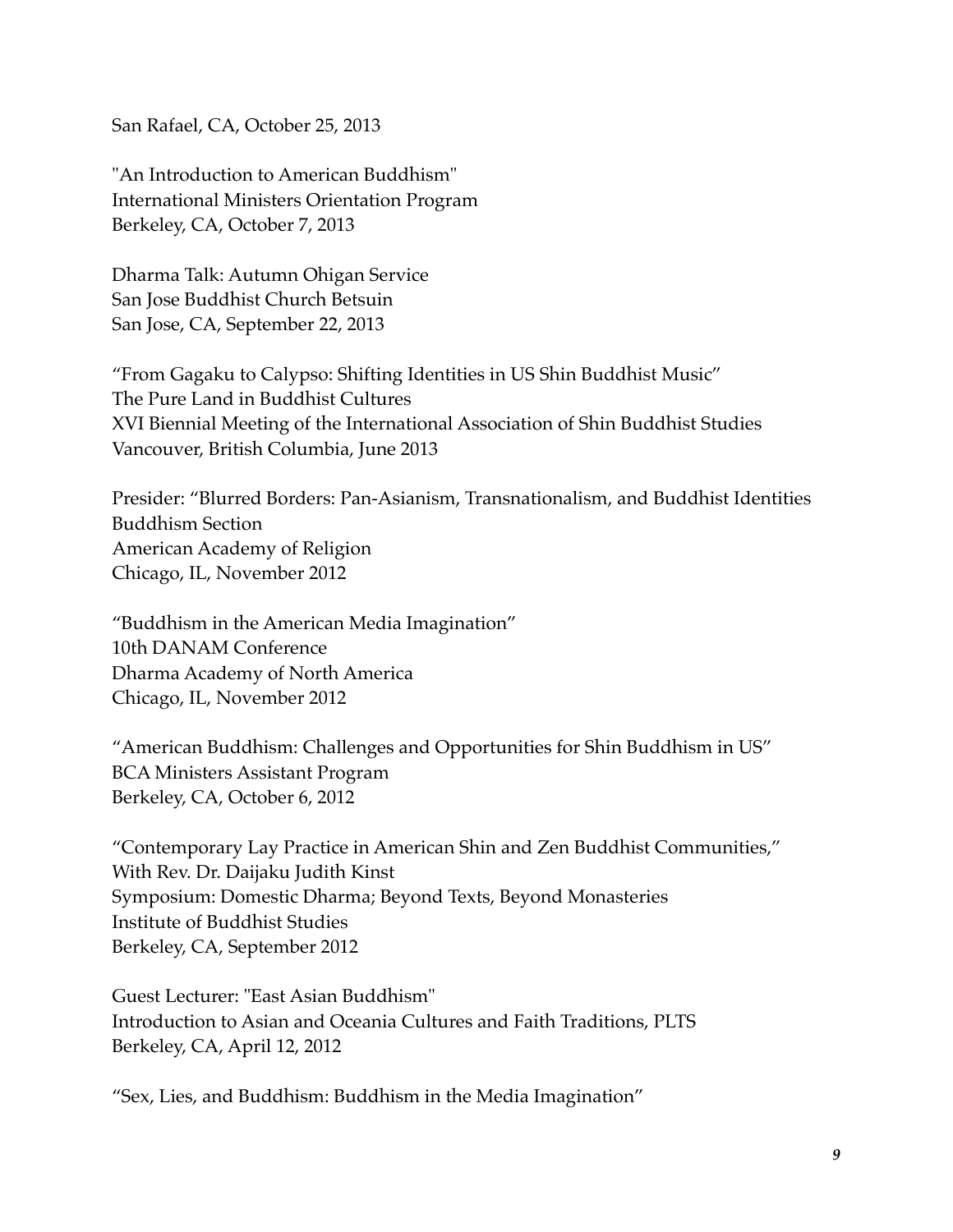San Rafael, CA, October 25, 2013

"An Introduction to American Buddhism"
International Ministers Orientation Program
Berkeley, CA, October 7, 2013

Dharma Talk: Autumn Ohigan Service
San Jose Buddhist Church Betsuin
San Jose, CA, September 22, 2013

“From Gagaku to Calypso: Shifting Identities in US Shin Buddhist Music”
The Pure Land in Buddhist Cultures
XVI Biennial Meeting of the International Association of Shin Buddhist Studies
Vancouver, British Columbia, June 2013

Presider: “Blurred Borders: Pan-Asianism, Transnationalism, and Buddhist Identities
Buddhism Section
American Academy of Religion
Chicago, IL, November 2012

“Buddhism in the American Media Imagination”
10th DANAM Conference
Dharma Academy of North America
Chicago, IL, November 2012

“American Buddhism: Challenges and Opportunities for Shin Buddhism in US”
BCA Ministers Assistant Program
Berkeley, CA, October 6, 2012

“Contemporary Lay Practice in American Shin and Zen Buddhist Communities,”
With Rev. Dr. Daijaku Judith Kinst
Symposium: Domestic Dharma; Beyond Texts, Beyond Monasteries
Institute of Buddhist Studies
Berkeley, CA, September 2012

Guest Lecturer: "East Asian Buddhism"
Introduction to Asian and Oceania Cultures and Faith Traditions, PLTS
Berkeley, CA, April 12, 2012

“Sex, Lies, and Buddhism: Buddhism in the Media Imagination”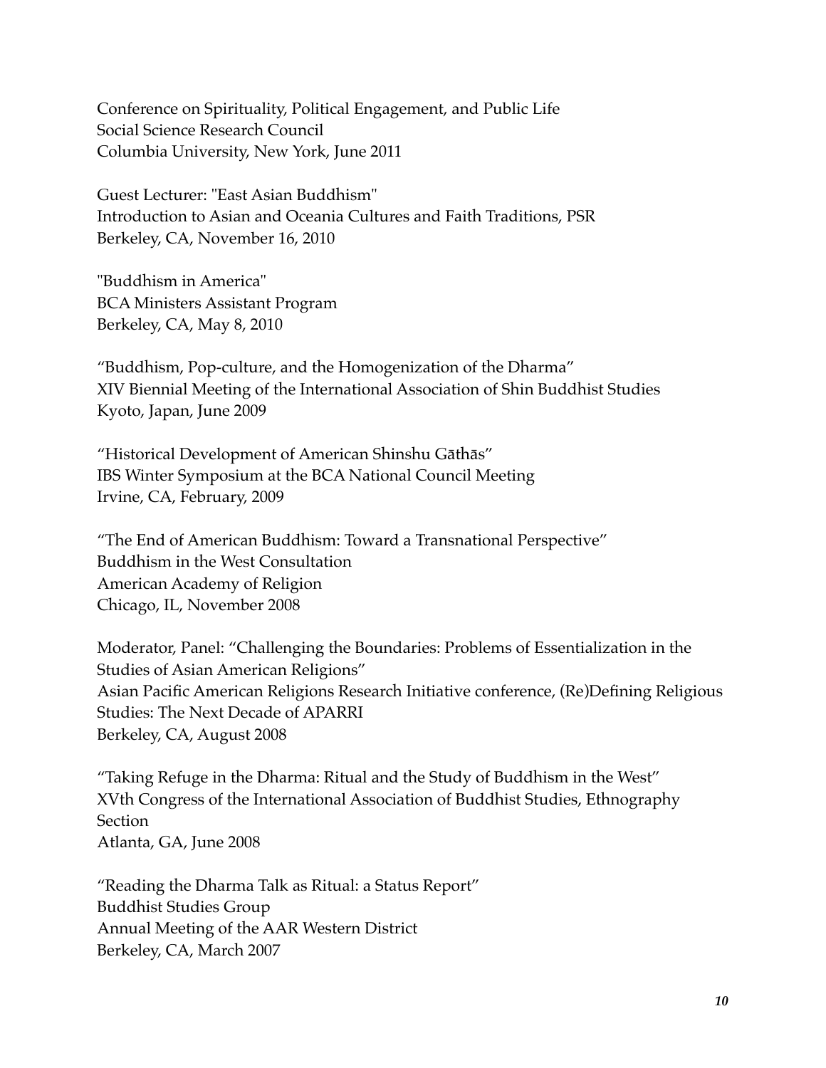Conference on Spirituality, Political Engagement, and Public Life
Social Science Research Council
Columbia University, New York, June 2011

Guest Lecturer: "East Asian Buddhism"
Introduction to Asian and Oceania Cultures and Faith Traditions, PSR
Berkeley, CA, November 16, 2010

"Buddhism in America"
BCA Ministers Assistant Program
Berkeley, CA, May 8, 2010

"Buddhism, Pop-culture, and the Homogenization of the Dharma"
XIV Biennial Meeting of the International Association of Shin Buddhist Studies
Kyoto, Japan, June 2009

"Historical Development of American Shinshu Gāthās"
IBS Winter Symposium at the BCA National Council Meeting
Irvine, CA, February, 2009

"The End of American Buddhism: Toward a Transnational Perspective"
Buddhism in the West Consultation
American Academy of Religion
Chicago, IL, November 2008

Moderator, Panel: "Challenging the Boundaries: Problems of Essentialization in the Studies of Asian American Religions"
Asian Pacific American Religions Research Initiative conference, (Re)Defining Religious Studies: The Next Decade of APARRI
Berkeley, CA, August 2008

"Taking Refuge in the Dharma: Ritual and the Study of Buddhism in the West"
XVth Congress of the International Association of Buddhist Studies, Ethnography Section
Atlanta, GA, June 2008

"Reading the Dharma Talk as Ritual: a Status Report"
Buddhist Studies Group
Annual Meeting of the AAR Western District
Berkeley, CA, March 2007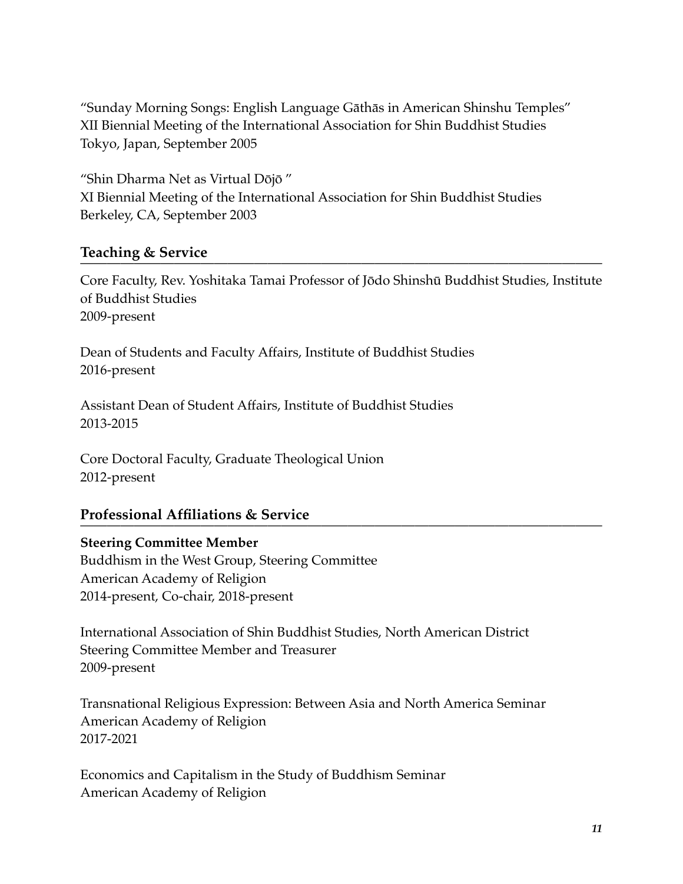"Sunday Morning Songs: English Language Gāthās in American Shinshu Temples"
XII Biennial Meeting of the International Association for Shin Buddhist Studies
Tokyo, Japan, September 2005

"Shin Dharma Net as Virtual Dōjō "
XI Biennial Meeting of the International Association for Shin Buddhist Studies
Berkeley, CA, September 2003

## Teaching & Service

Core Faculty, Rev. Yoshitaka Tamai Professor of Jōdo Shinshū Buddhist Studies, Institute of Buddhist Studies
2009-present

Dean of Students and Faculty Affairs, Institute of Buddhist Studies
2016-present

Assistant Dean of Student Affairs, Institute of Buddhist Studies
2013-2015

Core Doctoral Faculty, Graduate Theological Union
2012-present

## Professional Affiliations & Service

**Steering Committee Member**
Buddhism in the West Group, Steering Committee
American Academy of Religion
2014-present, Co-chair, 2018-present

International Association of Shin Buddhist Studies, North American District
Steering Committee Member and Treasurer
2009-present

Transnational Religious Expression: Between Asia and North America Seminar
American Academy of Religion
2017-2021

Economics and Capitalism in the Study of Buddhism Seminar
American Academy of Religion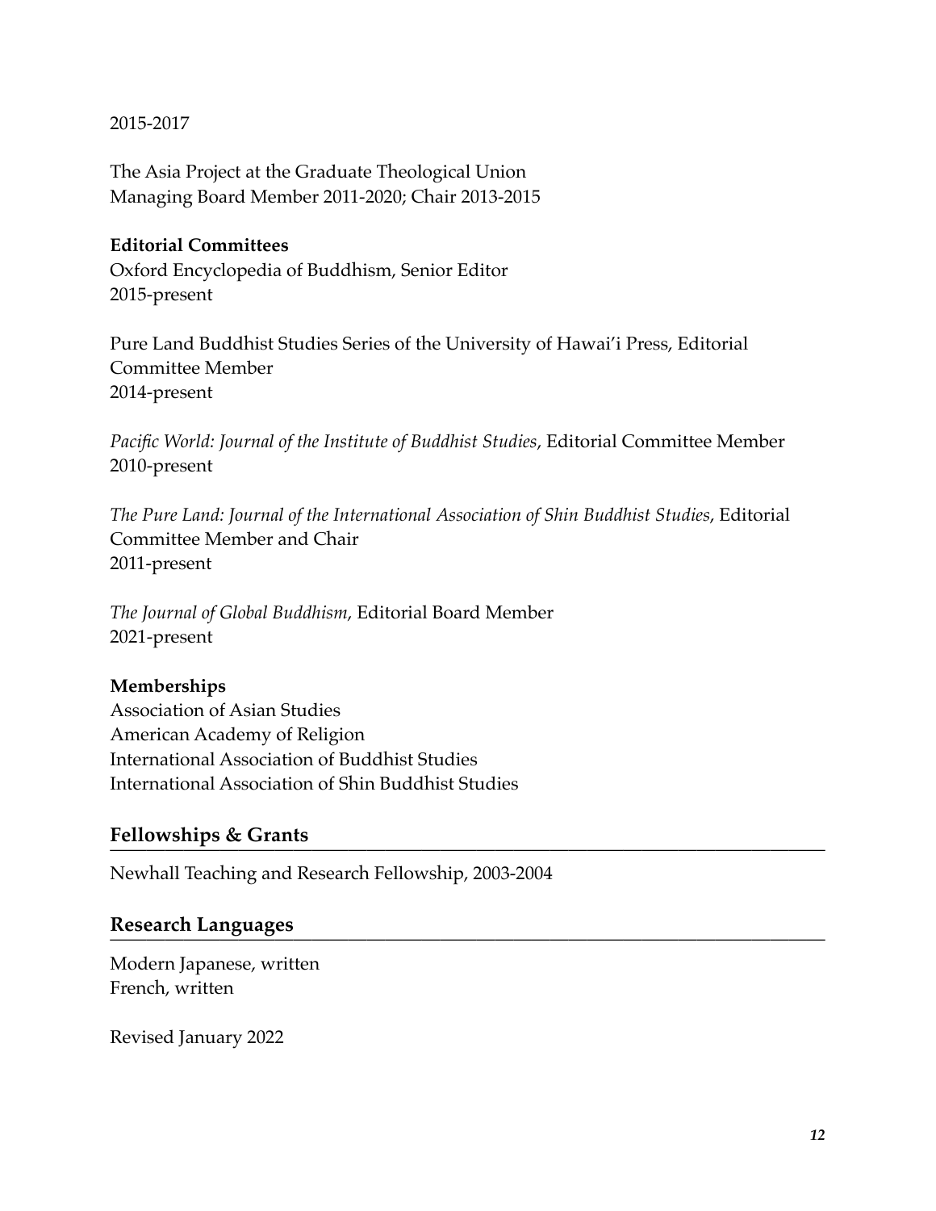2015-2017

The Asia Project at the Graduate Theological Union
Managing Board Member 2011-2020; Chair 2013-2015

**Editorial Committees**
Oxford Encyclopedia of Buddhism, Senior Editor
2015-present

Pure Land Buddhist Studies Series of the University of Hawai'i Press, Editorial Committee Member
2014-present

*Pacific World: Journal of the Institute of Buddhist Studies*, Editorial Committee Member
2010-present

*The Pure Land: Journal of the International Association of Shin Buddhist Studies*, Editorial Committee Member and Chair
2011-present

*The Journal of Global Buddhism*, Editorial Board Member
2021-present

**Memberships**
Association of Asian Studies
American Academy of Religion
International Association of Buddhist Studies
International Association of Shin Buddhist Studies

## Fellowships & Grants

Newhall Teaching and Research Fellowship, 2003-2004

## Research Languages

Modern Japanese, written
French, written

Revised January 2022